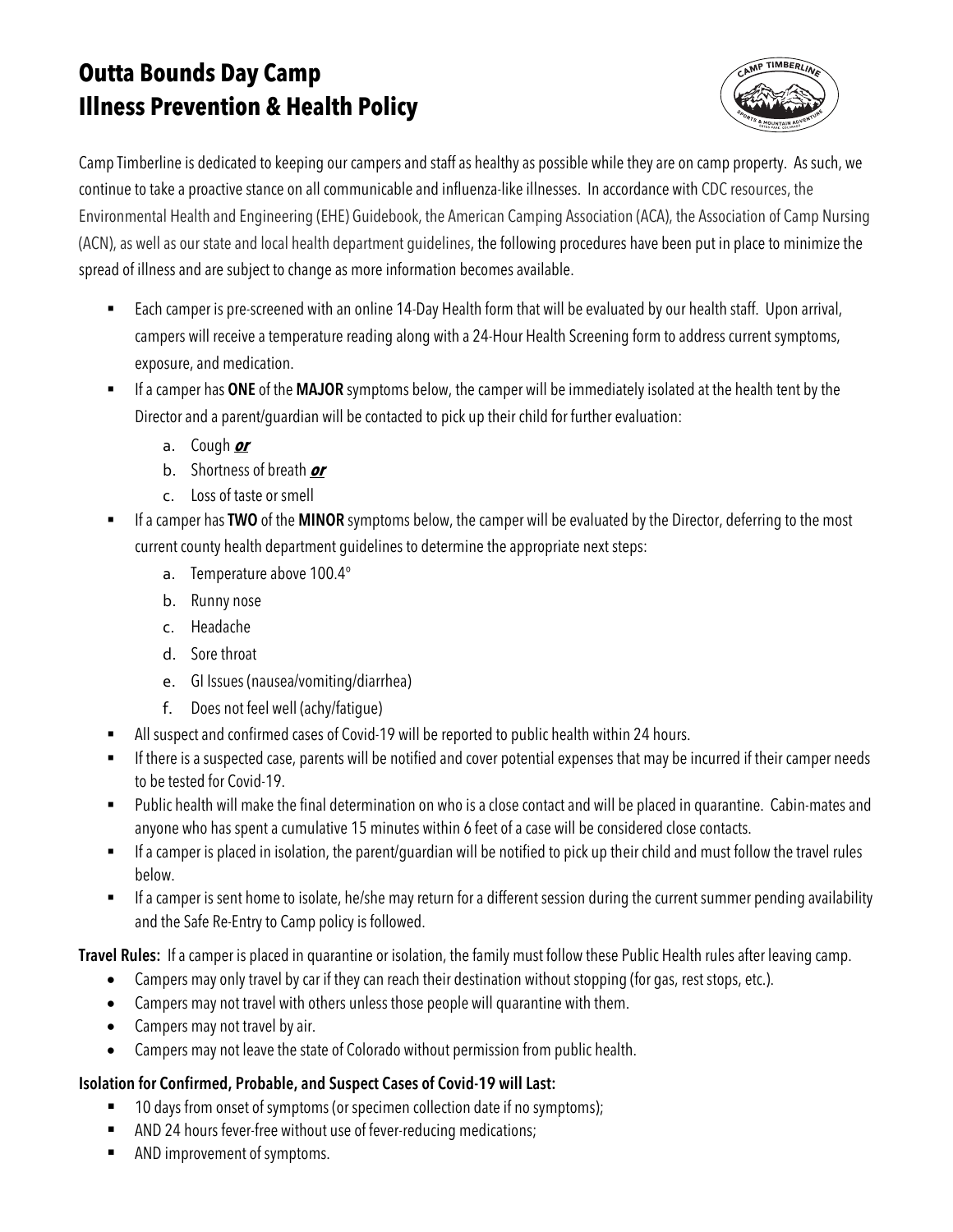# Outta Bounds Day Camp
# Illness Prevention & Health Policy

Camp Timberline is dedicated to keeping our campers and staff as healthy as possible while they are on camp property. As such, we continue to take a proactive stance on all communicable and influenza-like illnesses. In accordance with CDC resources, the Environmental Health and Engineering (EHE) Guidebook, the American Camping Association (ACA), the Association of Camp Nursing (ACN), as well as our state and local health department guidelines, the following procedures have been put in place to minimize the spread of illness and are subject to change as more information becomes available.

- Each camper is pre-screened with an online 14-Day Health form that will be evaluated by our health staff. Upon arrival, campers will receive a temperature reading along with a 24-Hour Health Screening form to address current symptoms, exposure, and medication.
- If a camper has **ONE** of the **MAJOR** symptoms below, the camper will be immediately isolated at the health tent by the Director and a parent/guardian will be contacted to pick up their child for further evaluation:
    a. Cough ***or***
    b. Shortness of breath ***or***
    c. Loss of taste or smell
- If a camper has **TWO** of the **MINOR** symptoms below, the camper will be evaluated by the Director, deferring to the most current county health department guidelines to determine the appropriate next steps:
    a. Temperature above 100.4°
    b. Runny nose
    c. Headache
    d. Sore throat
    e. GI Issues (nausea/vomiting/diarrhea)
    f. Does not feel well (achy/fatigue)
- All suspect and confirmed cases of Covid-19 will be reported to public health within 24 hours.
- If there is a suspected case, parents will be notified and cover potential expenses that may be incurred if their camper needs to be tested for Covid-19.
- Public health will make the final determination on who is a close contact and will be placed in quarantine. Cabin-mates and anyone who has spent a cumulative 15 minutes within 6 feet of a case will be considered close contacts.
- If a camper is placed in isolation, the parent/guardian will be notified to pick up their child and must follow the travel rules below.
- If a camper is sent home to isolate, he/she may return for a different session during the current summer pending availability and the Safe Re-Entry to Camp policy is followed.

**Travel Rules:** If a camper is placed in quarantine or isolation, the family must follow these Public Health rules after leaving camp.

- Campers may only travel by car if they can reach their destination without stopping (for gas, rest stops, etc.).
- Campers may not travel with others unless those people will quarantine with them.
- Campers may not travel by air.
- Campers may not leave the state of Colorado without permission from public health.

**Isolation for Confirmed, Probable, and Suspect Cases of Covid-19 will Last:**

- 10 days from onset of symptoms (or specimen collection date if no symptoms);
- AND 24 hours fever-free without use of fever-reducing medications;
- AND improvement of symptoms.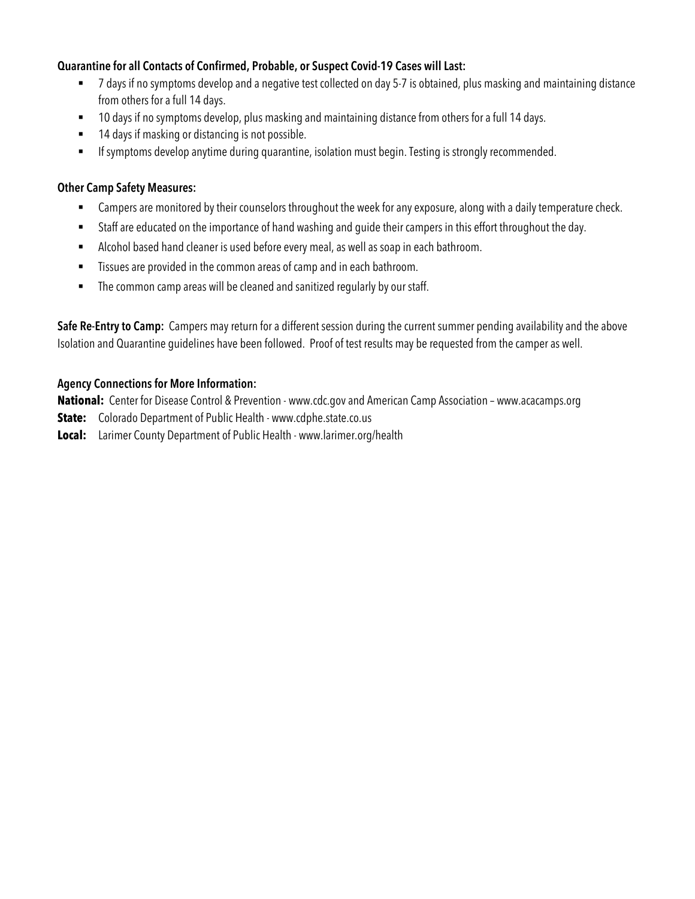**Quarantine for all Contacts of Confirmed, Probable, or Suspect Covid-19 Cases will Last:**

- 7 days if no symptoms develop and a negative test collected on day 5-7 is obtained, plus masking and maintaining distance from others for a full 14 days.
- 10 days if no symptoms develop, plus masking and maintaining distance from others for a full 14 days.
- 14 days if masking or distancing is not possible.
- If symptoms develop anytime during quarantine, isolation must begin. Testing is strongly recommended.

**Other Camp Safety Measures:**

- Campers are monitored by their counselors throughout the week for any exposure, along with a daily temperature check.
- Staff are educated on the importance of hand washing and guide their campers in this effort throughout the day.
- Alcohol based hand cleaner is used before every meal, as well as soap in each bathroom.
- Tissues are provided in the common areas of camp and in each bathroom.
- The common camp areas will be cleaned and sanitized regularly by our staff.

**Safe Re-Entry to Camp:** Campers may return for a different session during the current summer pending availability and the above Isolation and Quarantine guidelines have been followed. Proof of test results may be requested from the camper as well.

**Agency Connections for More Information:**

**National:** Center for Disease Control & Prevention - www.cdc.gov and American Camp Association – www.acacamps.org

**State:** Colorado Department of Public Health - www.cdphe.state.co.us

**Local:** Larimer County Department of Public Health - www.larimer.org/health